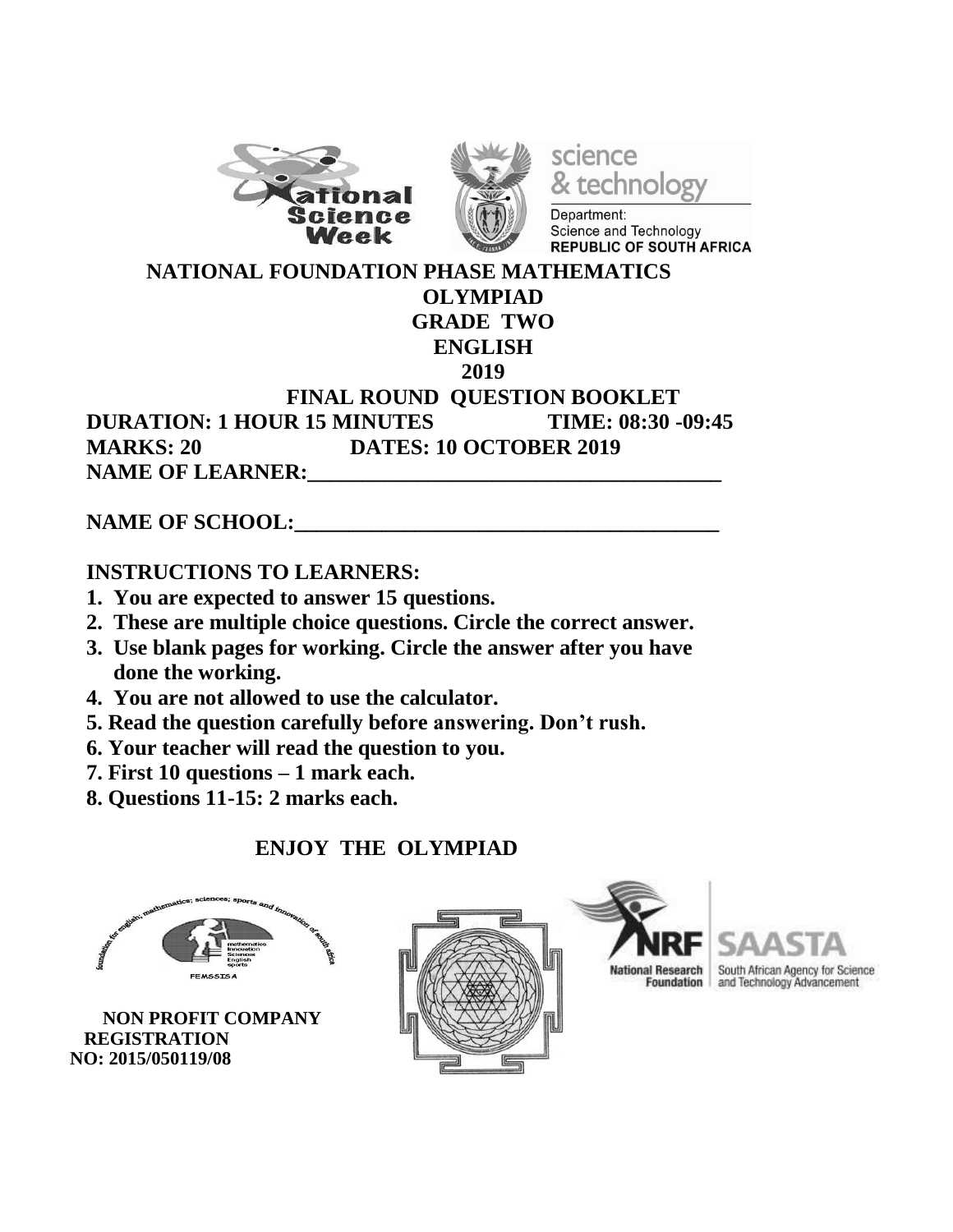# NATIONAL FOUNDATION PHASE MATHEMATICS OLYMPIAD

## GRADE TWO

## ENGLISH

## 2019

## FINAL ROUND QUESTION BOOKLET

**DURATION: 1 HOUR 15 MINUTES** **TIME: 08:30 -09:45**

**MARKS: 20** **DATES: 10 OCTOBER 2019**

**NAME OF LEARNER:**_______________________________________

**NAME OF SCHOOL:**_______________________________________

**INSTRUCTIONS TO LEARNERS:**

1. **You are expected to answer 15 questions.**
2. **These are multiple choice questions. Circle the correct answer.**
3. **Use blank pages for working. Circle the answer after you have done the working.**
4. **You are not allowed to use the calculator.**
5. **Read the question carefully before answering. Don't rush.**
6. **Your teacher will read the question to you.**
7. **First 10 questions – 1 mark each.**
8. **Questions 11-15: 2 marks each.**

**ENJOY THE OLYMPIAD**

**NON PROFIT COMPANY REGISTRATION NO: 2015/050119/08**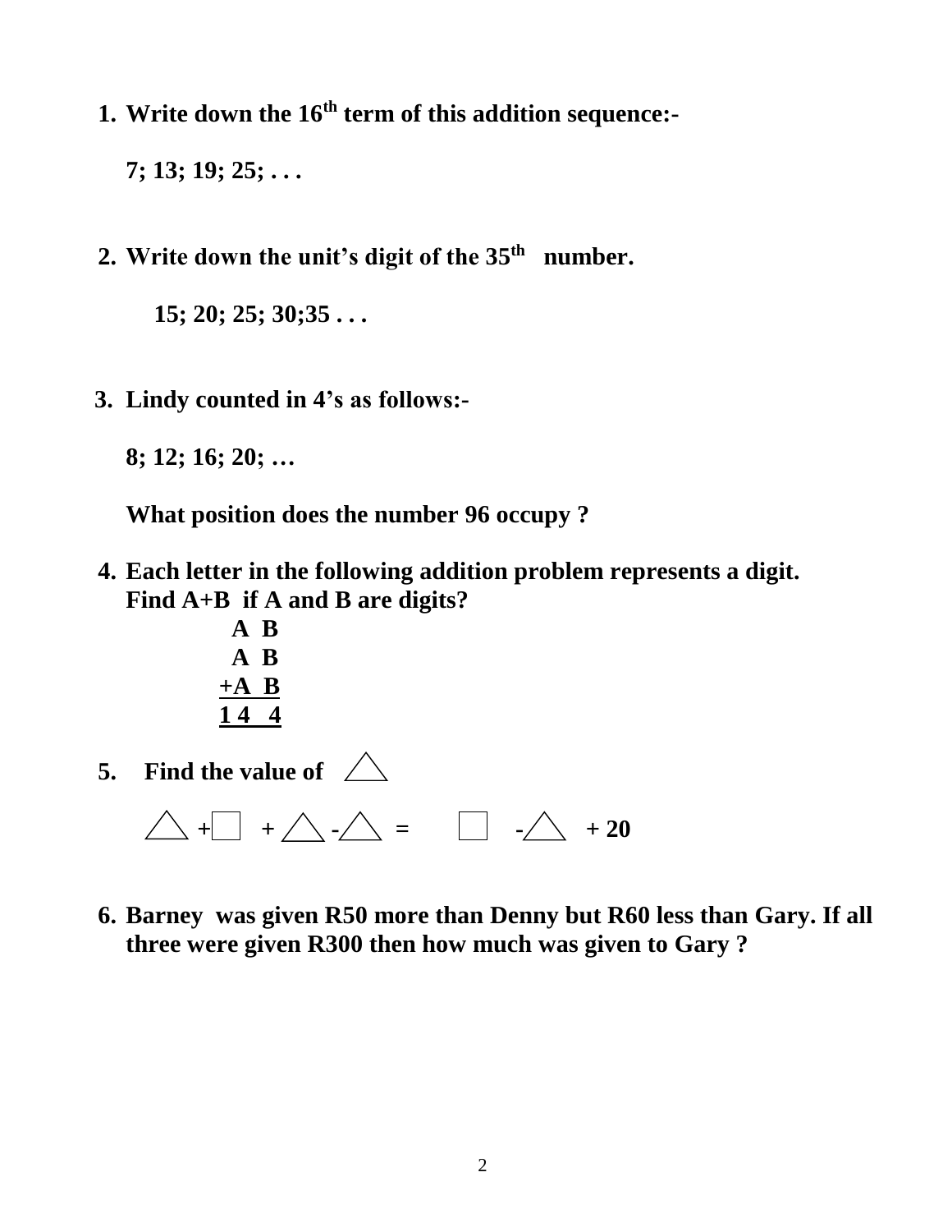1. **Write down the $16^{th}$ term of this addition sequence:-**

   **7; 13; 19; 25; . . .**

2. **Write down the unit's digit of the $35^{th}$ number.**

   **15; 20; 25; 30;35 . . .**

3. **Lindy counted in 4's as follows:-**

   **8; 12; 16; 20; …**

   **What position does the number 96 occupy ?**

4. **Each letter in the following addition problem represents a digit. Find A+B if A and B are digits?**

$$\begin{array}{r} A\ B \\ A\ B \\ +A\ B \\ \hline 1\ 4\ 4 \\ \hline \end{array}$$

5. **Find the value of** △

   △ **+** □ **+** △ **-** △ **=** □ **-** △ **+ 20**

6. **Barney was given R50 more than Denny but R60 less than Gary. If all three were given R300 then how much was given to Gary ?**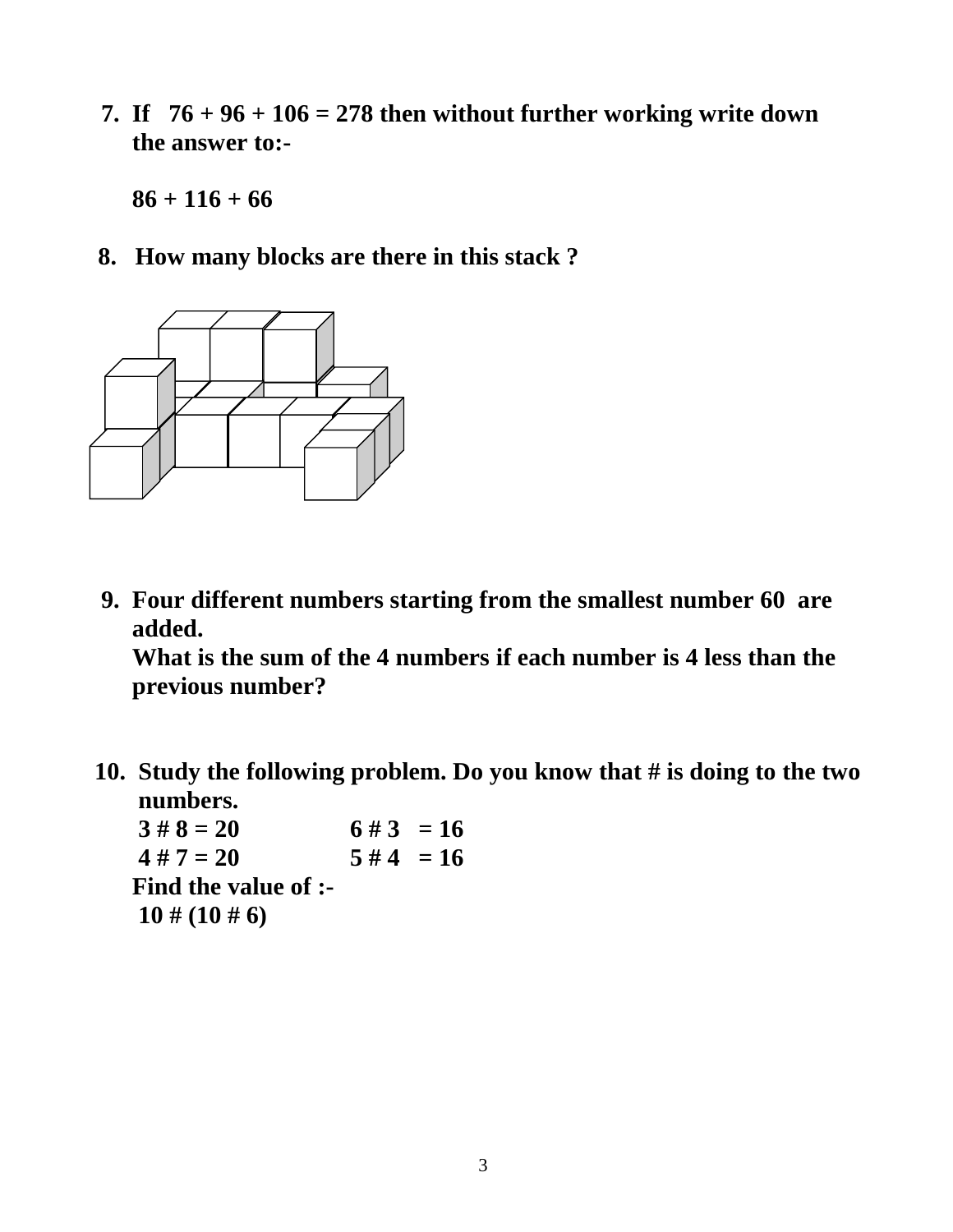7. If 76 + 96 + 106 = 278 then without further working write down the answer to:-

   86 + 116 + 66

8. How many blocks are there in this stack ?

9. Four different numbers starting from the smallest number 60 are added.
   What is the sum of the 4 numbers if each number is 4 less than the previous number?

10. Study the following problem. Do you know that # is doing to the two numbers.

    3 # 8 = 20 6 # 3 = 16
    4 # 7 = 20 5 # 4 = 16

    Find the value of :-
    10 # (10 # 6)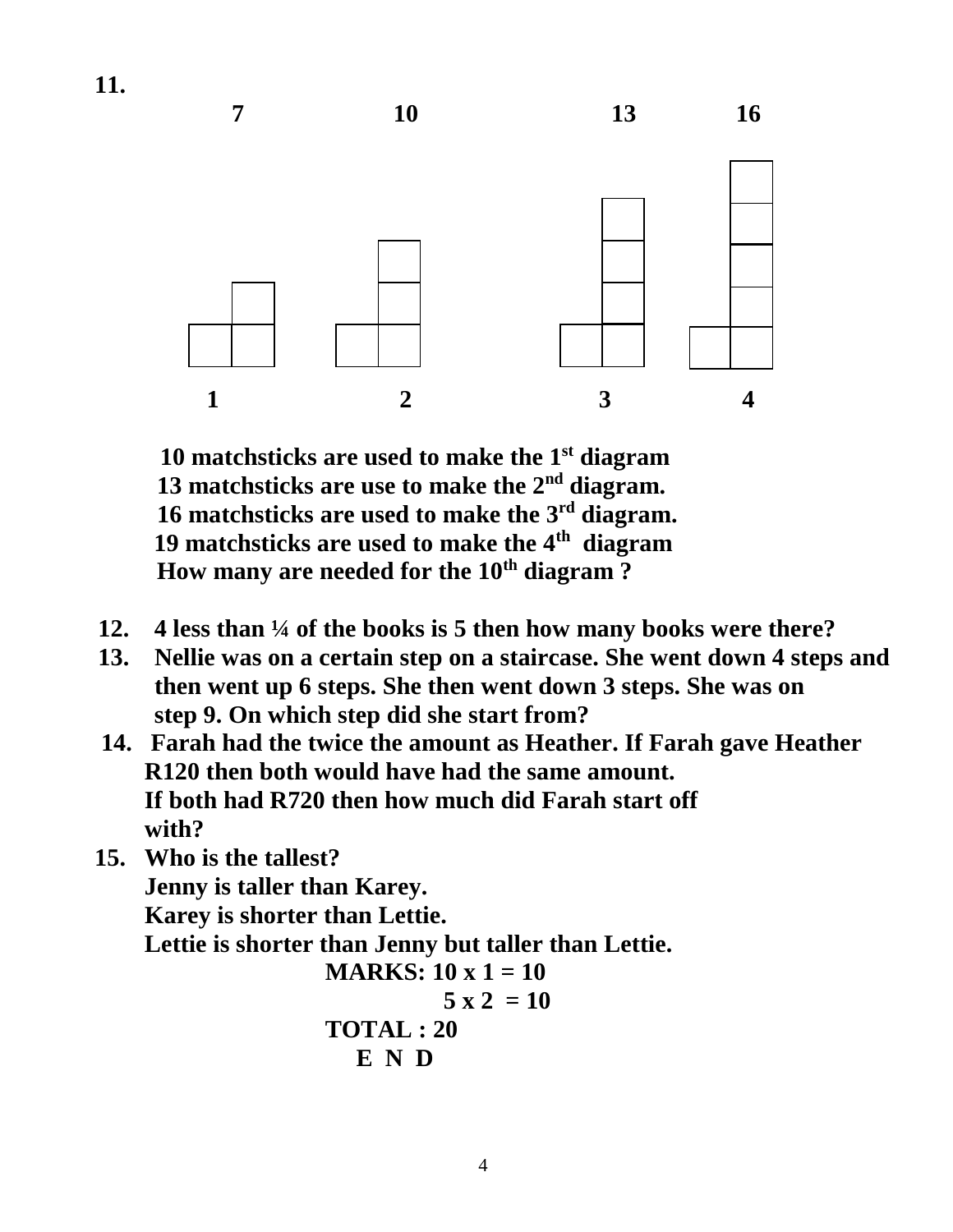**11.**

7 10 13 16

1 2 3 4

10 matchsticks are used to make the 1st diagram
13 matchsticks are use to make the 2nd diagram.
16 matchsticks are used to make the 3rd diagram.
19 matchsticks are used to make the 4th diagram
How many are needed for the 10th diagram ?

**12.** 4 less than ¼ of the books is 5 then how many books were there?

**13.** Nellie was on a certain step on a staircase. She went down 4 steps and then went up 6 steps. She then went down 3 steps. She was on step 9. On which step did she start from?

**14.** Farah had the twice the amount as Heather. If Farah gave Heather R120 then both would have had the same amount. If both had R720 then how much did Farah start off with?

**15.** Who is the tallest?
Jenny is taller than Karey.
Karey is shorter than Lettie.
Lettie is shorter than Jenny but taller than Lettie.

**MARKS: 10 x 1 = 10**
**5 x 2 = 10**
**TOTAL : 20**
**E N D**